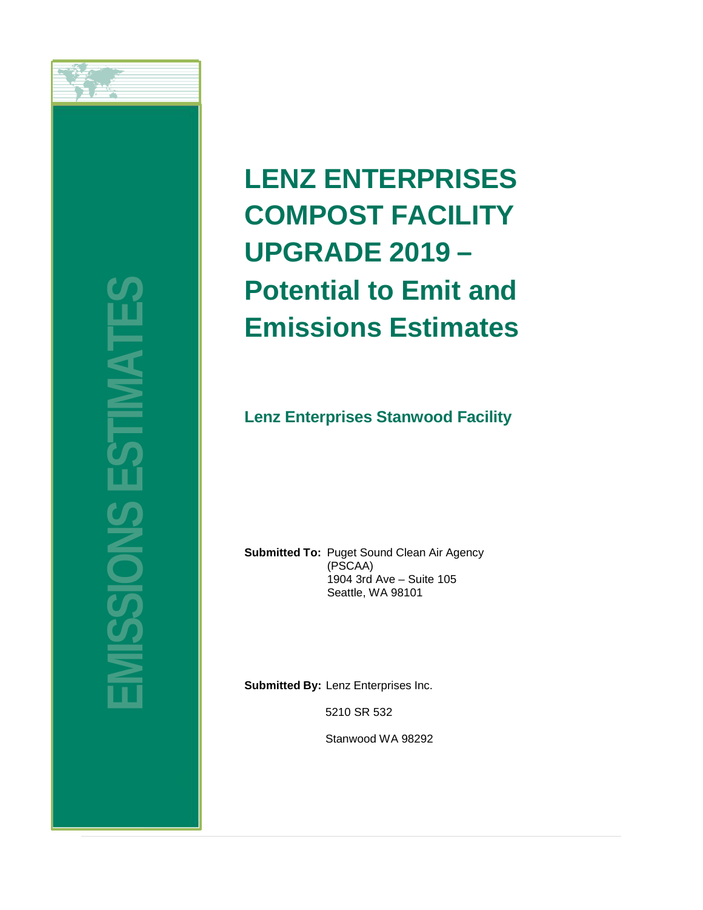EMISSIONS ESTIMATES

# LENZ ENTERPRISES COMPOST FACILITY UPGRADE 2019 – Potential to Emit and Emissions Estimates

## Lenz Enterprises Stanwood Facility

**Submitted To:** Puget Sound Clean Air Agency (PSCAA)
1904 3rd Ave – Suite 105
Seattle, WA 98101

**Submitted By:** Lenz Enterprises Inc.
5210 SR 532
Stanwood WA 98292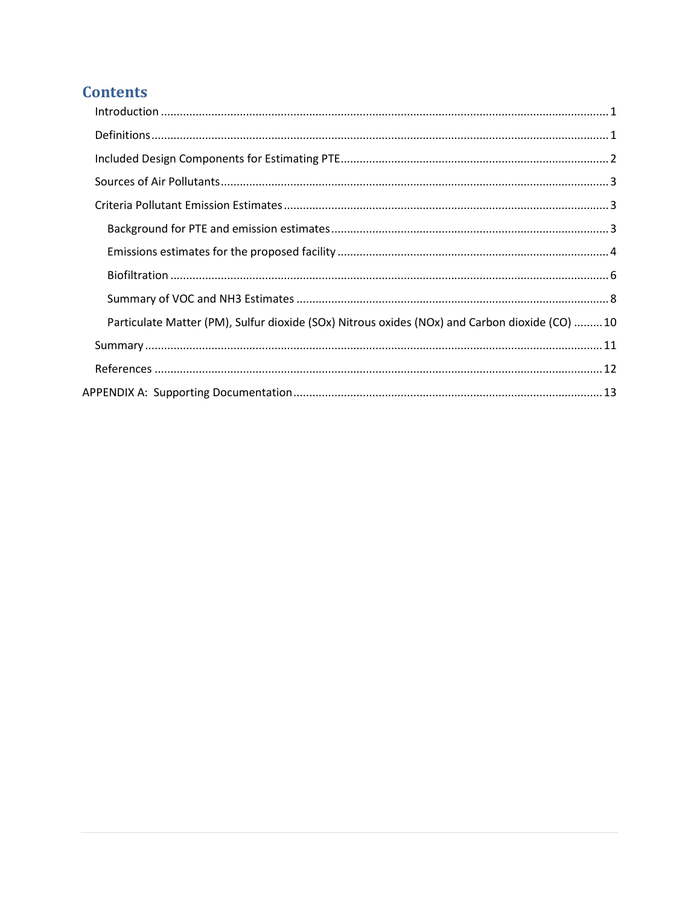# Contents

- Introduction ........ 1
- Definitions ........ 1
- Included Design Components for Estimating PTE ........ 2
- Sources of Air Pollutants ........ 3
- Criteria Pollutant Emission Estimates ........ 3
  - Background for PTE and emission estimates ........ 3
  - Emissions estimates for the proposed facility ........ 4
  - Biofiltration ........ 6
  - Summary of VOC and NH3 Estimates ........ 8
  - Particulate Matter (PM), Sulfur dioxide (SOx) Nitrous oxides (NOx) and Carbon dioxide (CO) ........ 10
- Summary ........ 11
- References ........ 12

APPENDIX A: Supporting Documentation ........ 13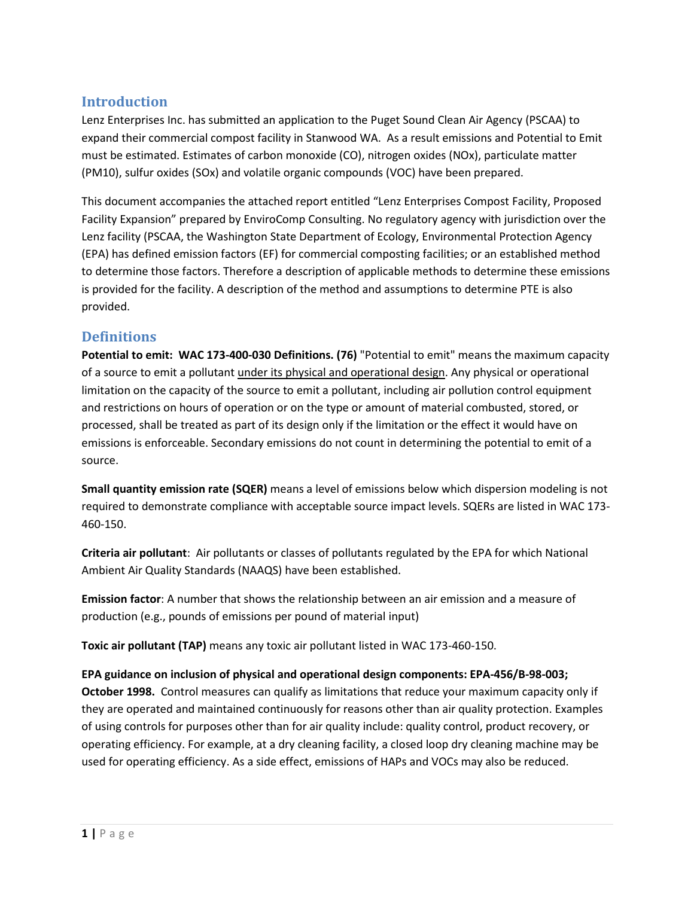## Introduction

Lenz Enterprises Inc. has submitted an application to the Puget Sound Clean Air Agency (PSCAA) to expand their commercial compost facility in Stanwood WA. As a result emissions and Potential to Emit must be estimated. Estimates of carbon monoxide (CO), nitrogen oxides (NOx), particulate matter (PM10), sulfur oxides (SOx) and volatile organic compounds (VOC) have been prepared.

This document accompanies the attached report entitled "Lenz Enterprises Compost Facility, Proposed Facility Expansion" prepared by EnviroComp Consulting. No regulatory agency with jurisdiction over the Lenz facility (PSCAA, the Washington State Department of Ecology, Environmental Protection Agency (EPA) has defined emission factors (EF) for commercial composting facilities; or an established method to determine those factors. Therefore a description of applicable methods to determine these emissions is provided for the facility. A description of the method and assumptions to determine PTE is also provided.

## Definitions

**Potential to emit: WAC 173-400-030 Definitions. (76)** "Potential to emit" means the maximum capacity of a source to emit a pollutant <u>under its physical and operational design</u>. Any physical or operational limitation on the capacity of the source to emit a pollutant, including air pollution control equipment and restrictions on hours of operation or on the type or amount of material combusted, stored, or processed, shall be treated as part of its design only if the limitation or the effect it would have on emissions is enforceable. Secondary emissions do not count in determining the potential to emit of a source.

**Small quantity emission rate (SQER)** means a level of emissions below which dispersion modeling is not required to demonstrate compliance with acceptable source impact levels. SQERs are listed in WAC 173-460-150.

**Criteria air pollutant**: Air pollutants or classes of pollutants regulated by the EPA for which National Ambient Air Quality Standards (NAAQS) have been established.

**Emission factor**: A number that shows the relationship between an air emission and a measure of production (e.g., pounds of emissions per pound of material input)

**Toxic air pollutant (TAP)** means any toxic air pollutant listed in WAC 173-460-150.

**EPA guidance on inclusion of physical and operational design components: EPA-456/B-98-003; October 1998.** Control measures can qualify as limitations that reduce your maximum capacity only if they are operated and maintained continuously for reasons other than air quality protection. Examples of using controls for purposes other than for air quality include: quality control, product recovery, or operating efficiency. For example, at a dry cleaning facility, a closed loop dry cleaning machine may be used for operating efficiency. As a side effect, emissions of HAPs and VOCs may also be reduced.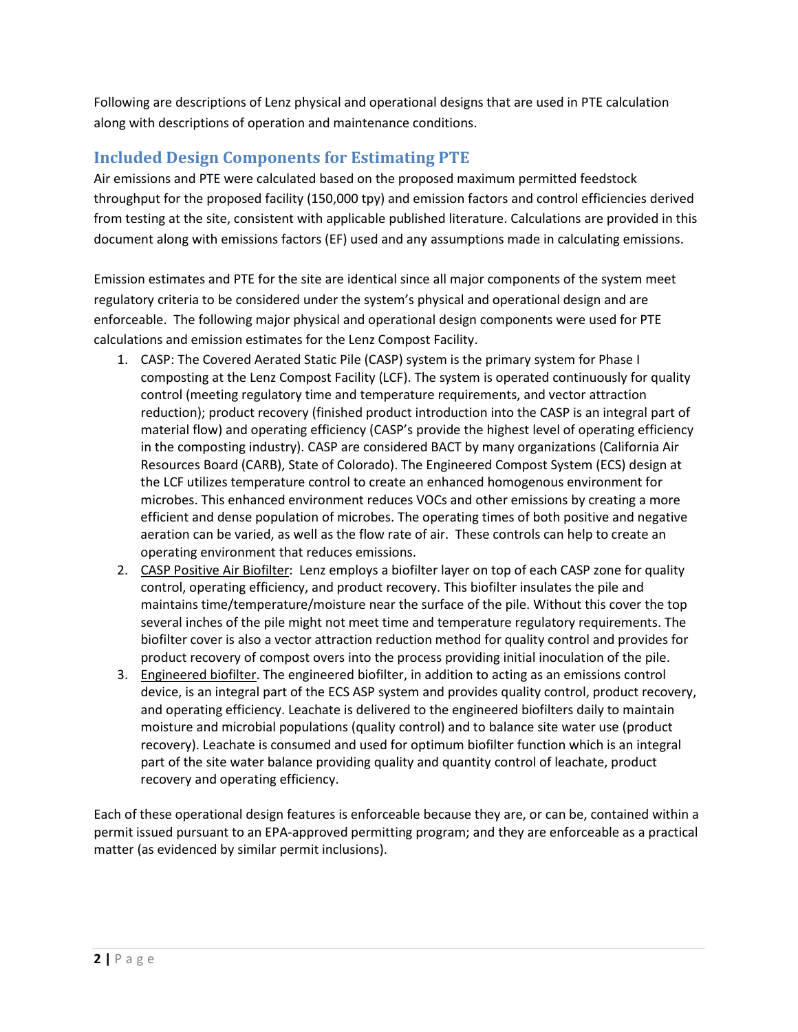Following are descriptions of Lenz physical and operational designs that are used in PTE calculation along with descriptions of operation and maintenance conditions.

## Included Design Components for Estimating PTE

Air emissions and PTE were calculated based on the proposed maximum permitted feedstock throughput for the proposed facility (150,000 tpy) and emission factors and control efficiencies derived from testing at the site, consistent with applicable published literature. Calculations are provided in this document along with emissions factors (EF) used and any assumptions made in calculating emissions.

Emission estimates and PTE for the site are identical since all major components of the system meet regulatory criteria to be considered under the system's physical and operational design and are enforceable. The following major physical and operational design components were used for PTE calculations and emission estimates for the Lenz Compost Facility.

1. CASP: The Covered Aerated Static Pile (CASP) system is the primary system for Phase I composting at the Lenz Compost Facility (LCF). The system is operated continuously for quality control (meeting regulatory time and temperature requirements, and vector attraction reduction); product recovery (finished product introduction into the CASP is an integral part of material flow) and operating efficiency (CASP's provide the highest level of operating efficiency in the composting industry). CASP are considered BACT by many organizations (California Air Resources Board (CARB), State of Colorado). The Engineered Compost System (ECS) design at the LCF utilizes temperature control to create an enhanced homogenous environment for microbes. This enhanced environment reduces VOCs and other emissions by creating a more efficient and dense population of microbes. The operating times of both positive and negative aeration can be varied, as well as the flow rate of air. These controls can help to create an operating environment that reduces emissions.
2. <u>CASP Positive Air Biofilter</u>: Lenz employs a biofilter layer on top of each CASP zone for quality control, operating efficiency, and product recovery. This biofilter insulates the pile and maintains time/temperature/moisture near the surface of the pile. Without this cover the top several inches of the pile might not meet time and temperature regulatory requirements. The biofilter cover is also a vector attraction reduction method for quality control and provides for product recovery of compost overs into the process providing initial inoculation of the pile.
3. <u>Engineered biofilter</u>. The engineered biofilter, in addition to acting as an emissions control device, is an integral part of the ECS ASP system and provides quality control, product recovery, and operating efficiency. Leachate is delivered to the engineered biofilters daily to maintain moisture and microbial populations (quality control) and to balance site water use (product recovery). Leachate is consumed and used for optimum biofilter function which is an integral part of the site water balance providing quality and quantity control of leachate, product recovery and operating efficiency.

Each of these operational design features is enforceable because they are, or can be, contained within a permit issued pursuant to an EPA-approved permitting program; and they are enforceable as a practical matter (as evidenced by similar permit inclusions).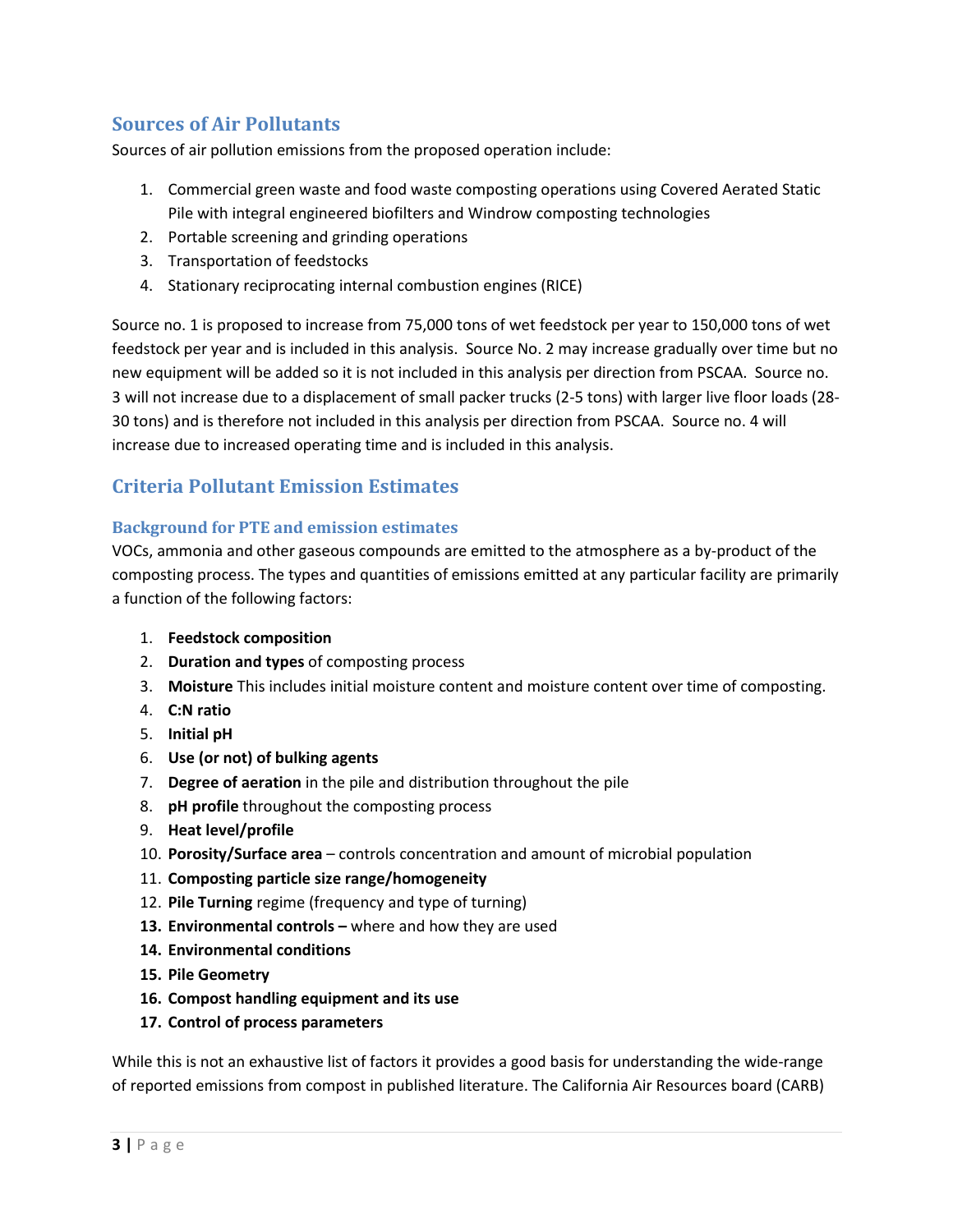## Sources of Air Pollutants

Sources of air pollution emissions from the proposed operation include:

1. Commercial green waste and food waste composting operations using Covered Aerated Static Pile with integral engineered biofilters and Windrow composting technologies
2. Portable screening and grinding operations
3. Transportation of feedstocks
4. Stationary reciprocating internal combustion engines (RICE)

Source no. 1 is proposed to increase from 75,000 tons of wet feedstock per year to 150,000 tons of wet feedstock per year and is included in this analysis. Source No. 2 may increase gradually over time but no new equipment will be added so it is not included in this analysis per direction from PSCAA. Source no. 3 will not increase due to a displacement of small packer trucks (2-5 tons) with larger live floor loads (28-30 tons) and is therefore not included in this analysis per direction from PSCAA. Source no. 4 will increase due to increased operating time and is included in this analysis.

## Criteria Pollutant Emission Estimates

### Background for PTE and emission estimates

VOCs, ammonia and other gaseous compounds are emitted to the atmosphere as a by-product of the composting process. The types and quantities of emissions emitted at any particular facility are primarily a function of the following factors:

1. **Feedstock composition**
2. **Duration and types** of composting process
3. **Moisture** This includes initial moisture content and moisture content over time of composting.
4. **C:N ratio**
5. **Initial pH**
6. **Use (or not) of bulking agents**
7. **Degree of aeration** in the pile and distribution throughout the pile
8. **pH profile** throughout the composting process
9. **Heat level/profile**
10. **Porosity/Surface area** – controls concentration and amount of microbial population
11. **Composting particle size range/homogeneity**
12. **Pile Turning** regime (frequency and type of turning)
13. **Environmental controls –** where and how they are used
14. **Environmental conditions**
15. **Pile Geometry**
16. **Compost handling equipment and its use**
17. **Control of process parameters**

While this is not an exhaustive list of factors it provides a good basis for understanding the wide-range of reported emissions from compost in published literature. The California Air Resources board (CARB)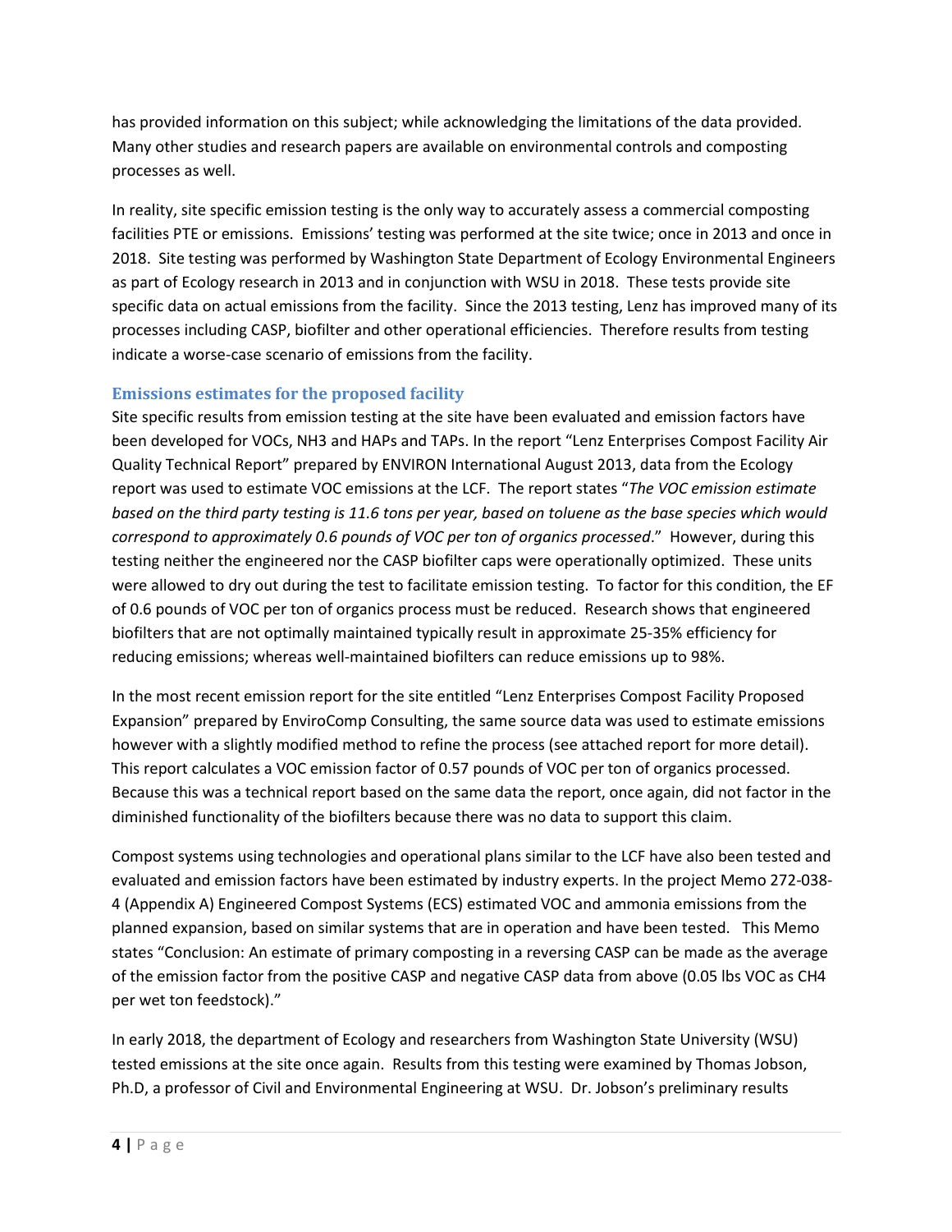has provided information on this subject; while acknowledging the limitations of the data provided. Many other studies and research papers are available on environmental controls and composting processes as well.

In reality, site specific emission testing is the only way to accurately assess a commercial composting facilities PTE or emissions. Emissions' testing was performed at the site twice; once in 2013 and once in 2018. Site testing was performed by Washington State Department of Ecology Environmental Engineers as part of Ecology research in 2013 and in conjunction with WSU in 2018. These tests provide site specific data on actual emissions from the facility. Since the 2013 testing, Lenz has improved many of its processes including CASP, biofilter and other operational efficiencies. Therefore results from testing indicate a worse-case scenario of emissions from the facility.

### Emissions estimates for the proposed facility

Site specific results from emission testing at the site have been evaluated and emission factors have been developed for VOCs, NH3 and HAPs and TAPs. In the report "Lenz Enterprises Compost Facility Air Quality Technical Report" prepared by ENVIRON International August 2013, data from the Ecology report was used to estimate VOC emissions at the LCF. The report states "*The VOC emission estimate based on the third party testing is 11.6 tons per year, based on toluene as the base species which would correspond to approximately 0.6 pounds of VOC per ton of organics processed*." However, during this testing neither the engineered nor the CASP biofilter caps were operationally optimized. These units were allowed to dry out during the test to facilitate emission testing. To factor for this condition, the EF of 0.6 pounds of VOC per ton of organics process must be reduced. Research shows that engineered biofilters that are not optimally maintained typically result in approximate 25-35% efficiency for reducing emissions; whereas well-maintained biofilters can reduce emissions up to 98%.

In the most recent emission report for the site entitled "Lenz Enterprises Compost Facility Proposed Expansion" prepared by EnviroComp Consulting, the same source data was used to estimate emissions however with a slightly modified method to refine the process (see attached report for more detail). This report calculates a VOC emission factor of 0.57 pounds of VOC per ton of organics processed. Because this was a technical report based on the same data the report, once again, did not factor in the diminished functionality of the biofilters because there was no data to support this claim.

Compost systems using technologies and operational plans similar to the LCF have also been tested and evaluated and emission factors have been estimated by industry experts. In the project Memo 272-038-4 (Appendix A) Engineered Compost Systems (ECS) estimated VOC and ammonia emissions from the planned expansion, based on similar systems that are in operation and have been tested. This Memo states "Conclusion: An estimate of primary composting in a reversing CASP can be made as the average of the emission factor from the positive CASP and negative CASP data from above (0.05 lbs VOC as CH4 per wet ton feedstock)."

In early 2018, the department of Ecology and researchers from Washington State University (WSU) tested emissions at the site once again. Results from this testing were examined by Thomas Jobson, Ph.D, a professor of Civil and Environmental Engineering at WSU. Dr. Jobson's preliminary results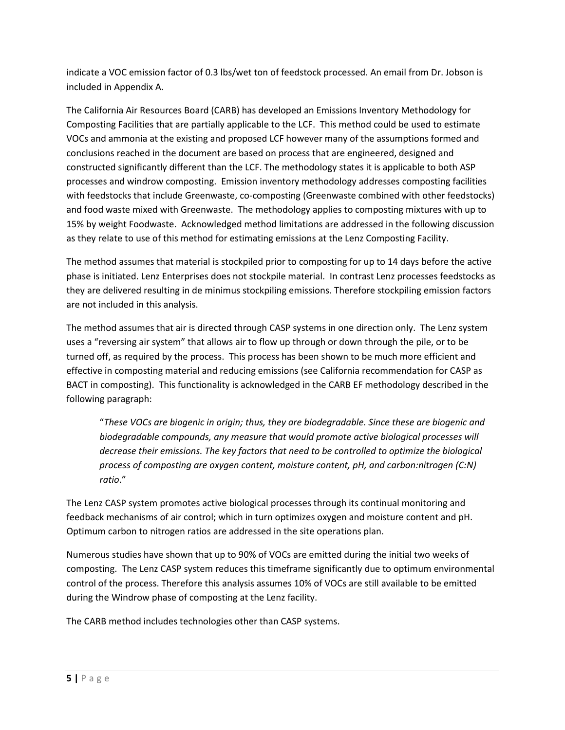indicate a VOC emission factor of 0.3 lbs/wet ton of feedstock processed. An email from Dr. Jobson is included in Appendix A.

The California Air Resources Board (CARB) has developed an Emissions Inventory Methodology for Composting Facilities that are partially applicable to the LCF. This method could be used to estimate VOCs and ammonia at the existing and proposed LCF however many of the assumptions formed and conclusions reached in the document are based on process that are engineered, designed and constructed significantly different than the LCF. The methodology states it is applicable to both ASP processes and windrow composting. Emission inventory methodology addresses composting facilities with feedstocks that include Greenwaste, co-composting (Greenwaste combined with other feedstocks) and food waste mixed with Greenwaste. The methodology applies to composting mixtures with up to 15% by weight Foodwaste. Acknowledged method limitations are addressed in the following discussion as they relate to use of this method for estimating emissions at the Lenz Composting Facility.

The method assumes that material is stockpiled prior to composting for up to 14 days before the active phase is initiated. Lenz Enterprises does not stockpile material. In contrast Lenz processes feedstocks as they are delivered resulting in de minimus stockpiling emissions. Therefore stockpiling emission factors are not included in this analysis.

The method assumes that air is directed through CASP systems in one direction only. The Lenz system uses a "reversing air system" that allows air to flow up through or down through the pile, or to be turned off, as required by the process. This process has been shown to be much more efficient and effective in composting material and reducing emissions (see California recommendation for CASP as BACT in composting). This functionality is acknowledged in the CARB EF methodology described in the following paragraph:

> "*These VOCs are biogenic in origin; thus, they are biodegradable. Since these are biogenic and biodegradable compounds, any measure that would promote active biological processes will decrease their emissions. The key factors that need to be controlled to optimize the biological process of composting are oxygen content, moisture content, pH, and carbon:nitrogen (C:N) ratio*."

The Lenz CASP system promotes active biological processes through its continual monitoring and feedback mechanisms of air control; which in turn optimizes oxygen and moisture content and pH. Optimum carbon to nitrogen ratios are addressed in the site operations plan.

Numerous studies have shown that up to 90% of VOCs are emitted during the initial two weeks of composting. The Lenz CASP system reduces this timeframe significantly due to optimum environmental control of the process. Therefore this analysis assumes 10% of VOCs are still available to be emitted during the Windrow phase of composting at the Lenz facility.

The CARB method includes technologies other than CASP systems.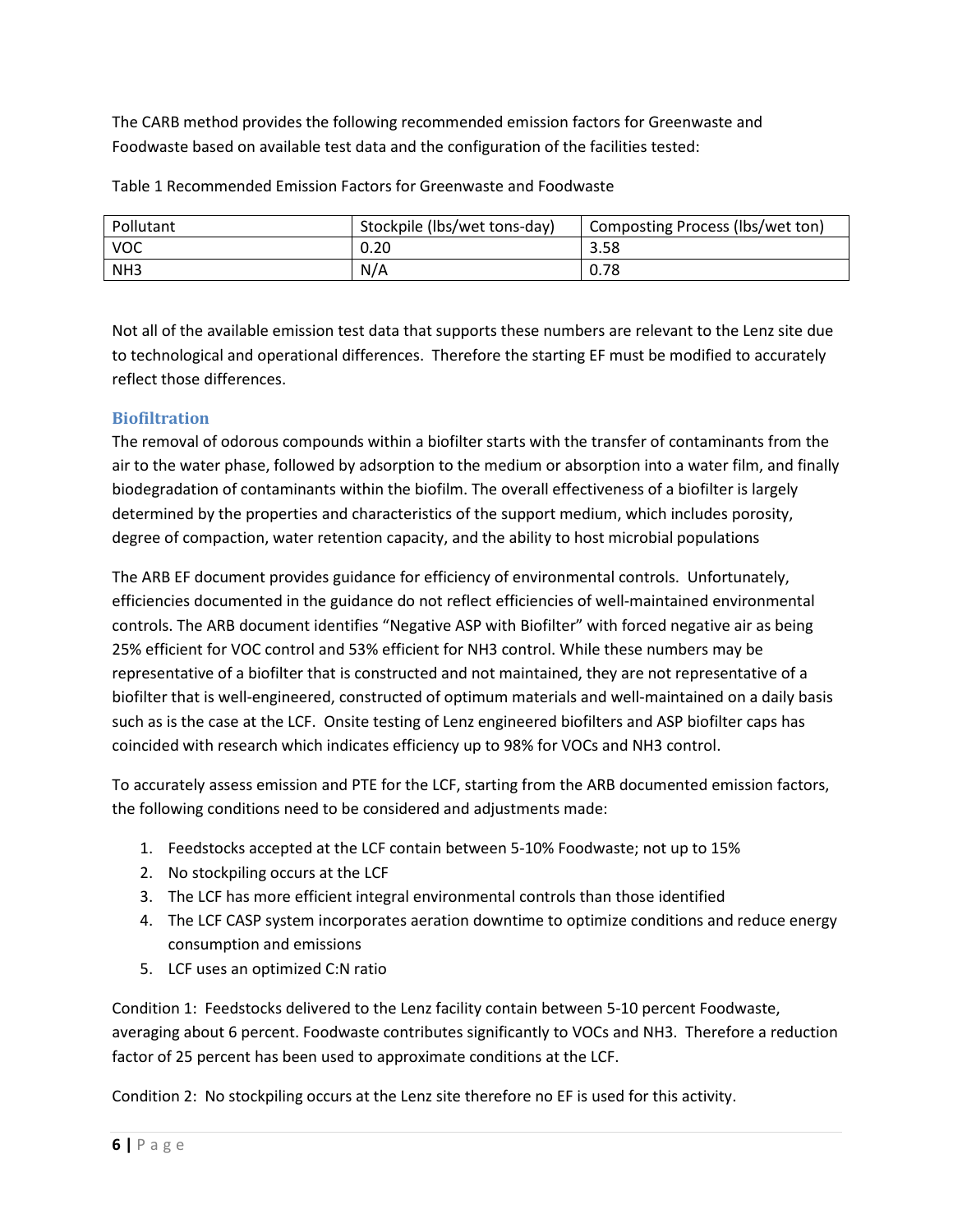The CARB method provides the following recommended emission factors for Greenwaste and Foodwaste based on available test data and the configuration of the facilities tested:

Table 1 Recommended Emission Factors for Greenwaste and Foodwaste

| Pollutant | Stockpile (lbs/wet tons-day) | Composting Process (lbs/wet ton) |
|---|---|---|
| VOC | 0.20 | 3.58 |
| $NH_3$ | N/A | 0.78 |

Not all of the available emission test data that supports these numbers are relevant to the Lenz site due to technological and operational differences. Therefore the starting EF must be modified to accurately reflect those differences.

### Biofiltration

The removal of odorous compounds within a biofilter starts with the transfer of contaminants from the air to the water phase, followed by adsorption to the medium or absorption into a water film, and finally biodegradation of contaminants within the biofilm. The overall effectiveness of a biofilter is largely determined by the properties and characteristics of the support medium, which includes porosity, degree of compaction, water retention capacity, and the ability to host microbial populations

The ARB EF document provides guidance for efficiency of environmental controls. Unfortunately, efficiencies documented in the guidance do not reflect efficiencies of well-maintained environmental controls. The ARB document identifies "Negative ASP with Biofilter" with forced negative air as being 25% efficient for VOC control and 53% efficient for $NH_3$ control. While these numbers may be representative of a biofilter that is constructed and not maintained, they are not representative of a biofilter that is well-engineered, constructed of optimum materials and well-maintained on a daily basis such as is the case at the LCF. Onsite testing of Lenz engineered biofilters and ASP biofilter caps has coincided with research which indicates efficiency up to 98% for VOCs and $NH_3$ control.

To accurately assess emission and PTE for the LCF, starting from the ARB documented emission factors, the following conditions need to be considered and adjustments made:

1. Feedstocks accepted at the LCF contain between 5-10% Foodwaste; not up to 15%
2. No stockpiling occurs at the LCF
3. The LCF has more efficient integral environmental controls than those identified
4. The LCF CASP system incorporates aeration downtime to optimize conditions and reduce energy consumption and emissions
5. LCF uses an optimized C:N ratio

Condition 1: Feedstocks delivered to the Lenz facility contain between 5-10 percent Foodwaste, averaging about 6 percent. Foodwaste contributes significantly to VOCs and $NH_3$. Therefore a reduction factor of 25 percent has been used to approximate conditions at the LCF.

Condition 2: No stockpiling occurs at the Lenz site therefore no EF is used for this activity.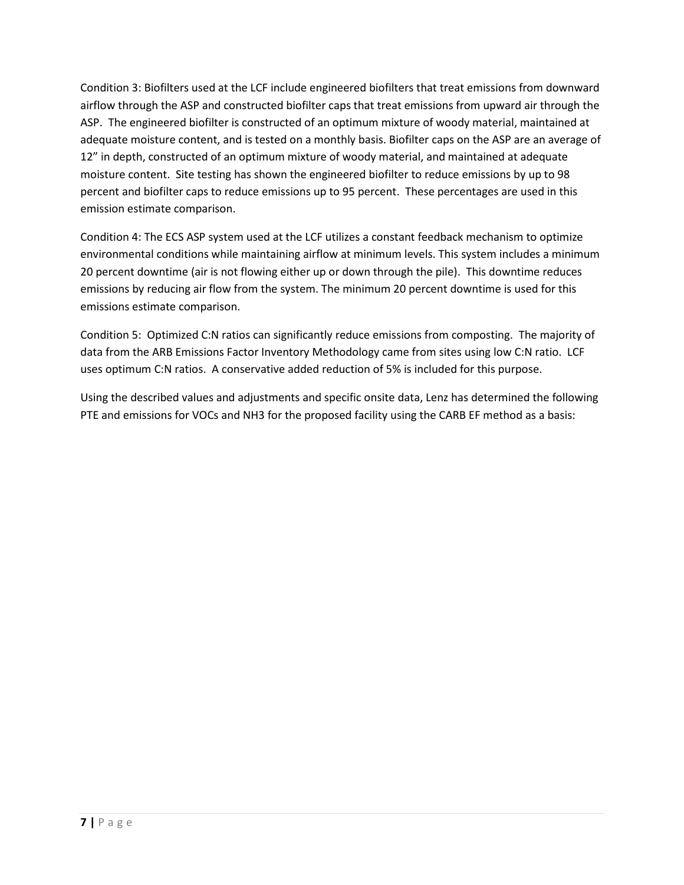Condition 3: Biofilters used at the LCF include engineered biofilters that treat emissions from downward airflow through the ASP and constructed biofilter caps that treat emissions from upward air through the ASP. The engineered biofilter is constructed of an optimum mixture of woody material, maintained at adequate moisture content, and is tested on a monthly basis. Biofilter caps on the ASP are an average of 12" in depth, constructed of an optimum mixture of woody material, and maintained at adequate moisture content. Site testing has shown the engineered biofilter to reduce emissions by up to 98 percent and biofilter caps to reduce emissions up to 95 percent. These percentages are used in this emission estimate comparison.

Condition 4: The ECS ASP system used at the LCF utilizes a constant feedback mechanism to optimize environmental conditions while maintaining airflow at minimum levels. This system includes a minimum 20 percent downtime (air is not flowing either up or down through the pile). This downtime reduces emissions by reducing air flow from the system. The minimum 20 percent downtime is used for this emissions estimate comparison.

Condition 5: Optimized C:N ratios can significantly reduce emissions from composting. The majority of data from the ARB Emissions Factor Inventory Methodology came from sites using low C:N ratio. LCF uses optimum C:N ratios. A conservative added reduction of 5% is included for this purpose.

Using the described values and adjustments and specific onsite data, Lenz has determined the following PTE and emissions for VOCs and $NH_3$ for the proposed facility using the CARB EF method as a basis: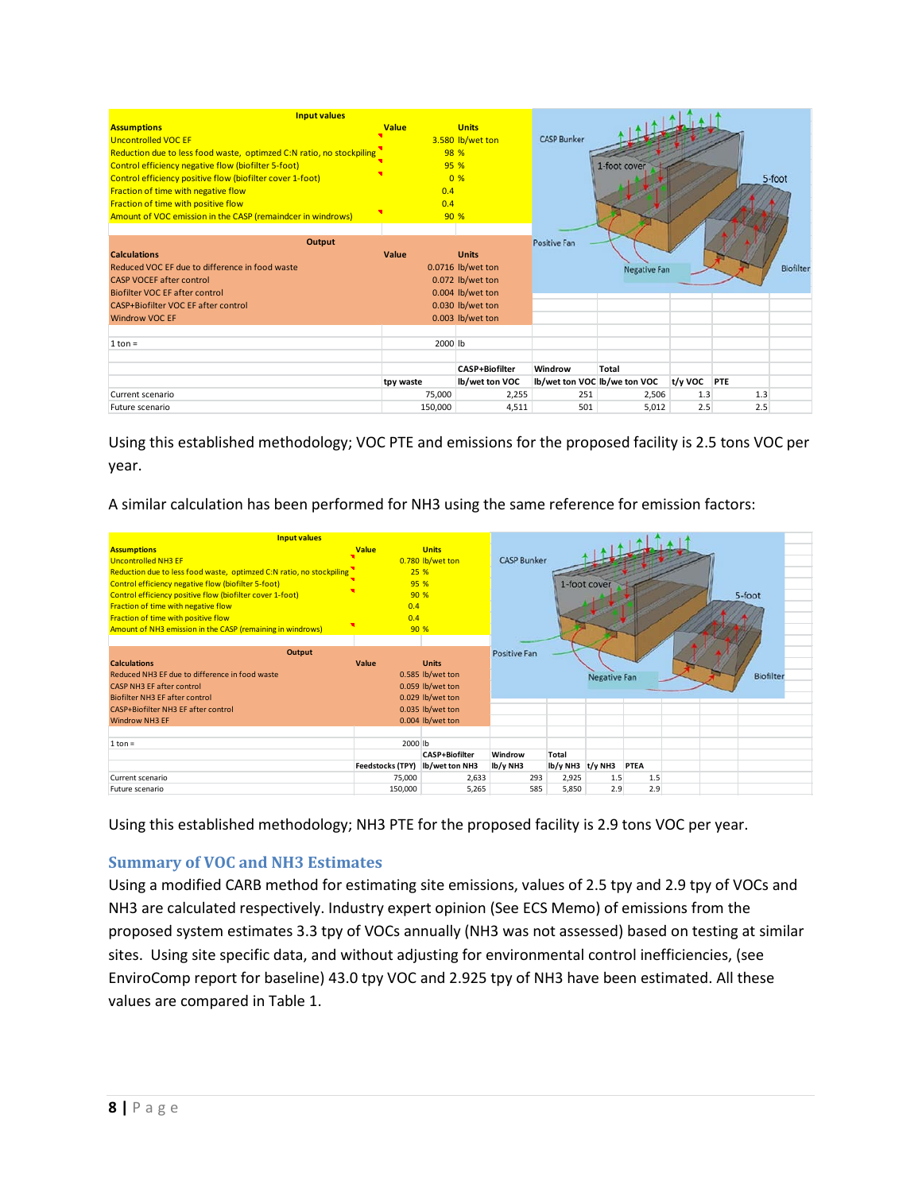| Input values | Value | Units |
|---|---|---|
| **Assumptions** | | |
| Uncontrolled VOC EF | 3.580 | lb/wet ton |
| Reduction due to less food waste, optimzed C:N ratio, no stockpiling | 98 | % |
| Control efficiency negative flow (biofilter 5-foot) | 95 | % |
| Control efficiency positive flow (biofilter cover 1-foot) | 0 | % |
| Fraction of time with negative flow | 0.4 | |
| Fraction of time with positive flow | 0.4 | |
| Amount of VOC emission in the CASP (remaindcer in windrows) | 90 | % |

| Output | Value | Units |
|---|---|---|
| **Calculations** | | |
| Reduced VOC EF due to difference in food waste | 0.0716 | lb/wet ton |
| CASP VOCEF after control | 0.072 | lb/wet ton |
| Biofilter VOC EF after control | 0.004 | lb/wet ton |
| CASP+Biofilter VOC EF after control | 0.030 | lb/wet ton |
| Windrow VOC EF | 0.003 | lb/wet ton |
| 1 ton = | 2000 | lb |

| | tpy waste | CASP+Biofilter lb/wet ton VOC | Windrow lb/wet ton VOC | Total lb/we ton VOC | t/y VOC | PTE |
|---|---|---|---|---|---|---|
| Current scenario | 75,000 | 2,255 | 251 | 2,506 | 1.3 | 1.3 |
| Future scenario | 150,000 | 4,511 | 501 | 5,012 | 2.5 | 2.5 |

Using this established methodology; VOC PTE and emissions for the proposed facility is 2.5 tons VOC per year.

A similar calculation has been performed for NH3 using the same reference for emission factors:

| Input values | Value | Units |
|---|---|---|
| **Assumptions** | | |
| Uncontrolled NH3 EF | 0.780 | lb/wet ton |
| Reduction due to less food waste, optimzed C:N ratio, no stockpiling | 25 | % |
| Control efficiency negative flow (biofilter 5-foot) | 95 | % |
| Control efficiency positive flow (biofilter cover 1-foot) | 90 | % |
| Fraction of time with negative flow | 0.4 | |
| Fraction of time with positive flow | 0.4 | |
| Amount of NH3 emission in the CASP (remaining in windrows) | 90 | % |

| Output | Value | Units |
|---|---|---|
| **Calculations** | | |
| Reduced NH3 EF due to difference in food waste | 0.585 | lb/wet ton |
| CASP NH3 EF after control | 0.059 | lb/wet ton |
| Biofilter NH3 EF after control | 0.029 | lb/wet ton |
| CASP+Biofilter NH3 EF after control | 0.035 | lb/wet ton |
| Windrow NH3 EF | 0.004 | lb/wet ton |
| 1 ton = | 2000 | lb |

| | Feedstocks (TPY) | CASP+Biofilter lb/wet ton NH3 | Windrow lb/y NH3 | Total lb/y NH3 | t/y NH3 | PTEA |
|---|---|---|---|---|---|---|
| Current scenario | 75,000 | 2,633 | 293 | 2,925 | 1.5 | 1.5 |
| Future scenario | 150,000 | 5,265 | 585 | 5,850 | 2.9 | 2.9 |

Using this established methodology; NH3 PTE for the proposed facility is 2.9 tons VOC per year.

### Summary of VOC and NH3 Estimates

Using a modified CARB method for estimating site emissions, values of 2.5 tpy and 2.9 tpy of VOCs and NH3 are calculated respectively. Industry expert opinion (See ECS Memo) of emissions from the proposed system estimates 3.3 tpy of VOCs annually (NH3 was not assessed) based on testing at similar sites. Using site specific data, and without adjusting for environmental control inefficiencies, (see EnviroComp report for baseline) 43.0 tpy VOC and 2.925 tpy of NH3 have been estimated. All these values are compared in Table 1.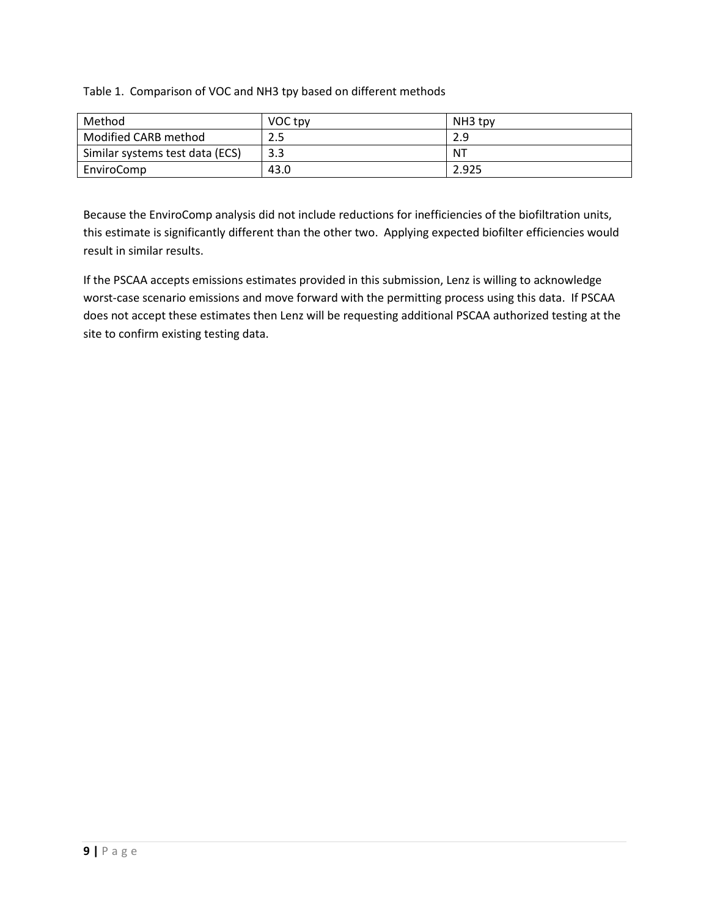Table 1. Comparison of VOC and $NH_3$ tpy based on different methods

| Method | VOC tpy | $NH_3$ tpy |
|---|---|---|
| Modified CARB method | 2.5 | 2.9 |
| Similar systems test data (ECS) | 3.3 | NT |
| EnviroComp | 43.0 | 2.925 |

Because the EnviroComp analysis did not include reductions for inefficiencies of the biofiltration units, this estimate is significantly different than the other two. Applying expected biofilter efficiencies would result in similar results.

If the PSCAA accepts emissions estimates provided in this submission, Lenz is willing to acknowledge worst-case scenario emissions and move forward with the permitting process using this data. If PSCAA does not accept these estimates then Lenz will be requesting additional PSCAA authorized testing at the site to confirm existing testing data.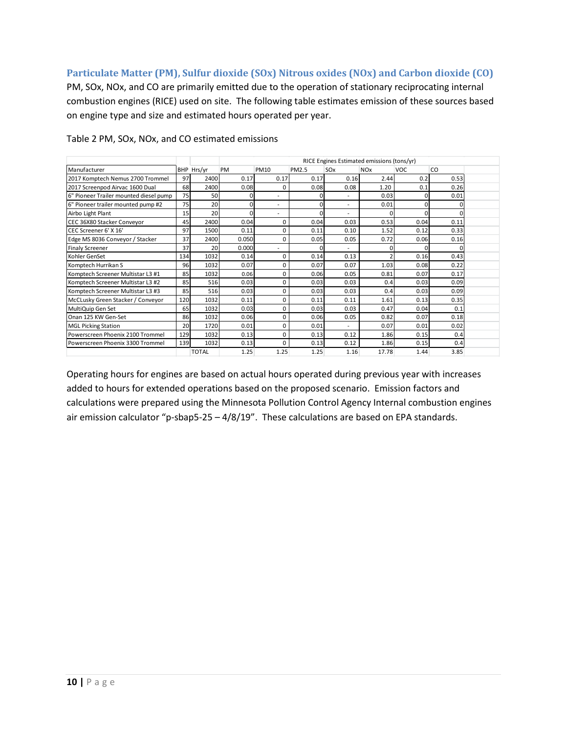## Particulate Matter (PM), Sulfur dioxide (SOx) Nitrous oxides (NOx) and Carbon dioxide (CO)

PM, SOx, NOx, and CO are primarily emitted due to the operation of stationary reciprocating internal combustion engines (RICE) used on site. The following table estimates emission of these sources based on engine type and size and estimated hours operated per year.

Table 2 PM, SOx, NOx, and CO estimated emissions

| | | | RICE Engines Estimated emissions (tons/yr) | | | | | | |
|---|---|---|---|---|---|---|---|---|---|
| Manufacturer | BHP | Hrs/yr | PM | PM10 | PM2.5 | SOx | NOx | VOC | CO |
| 2017 Komptech Nemus 2700 Trommel | 97 | 2400 | 0.17 | 0.17 | 0.17 | 0.16 | 2.44 | 0.2 | 0.53 |
| 2017 Screenpod Airvac 1600 Dual | 68 | 2400 | 0.08 | 0 | 0.08 | 0.08 | 1.20 | 0.1 | 0.26 |
| 6" Pioneer Trailer mounted diesel pump | 75 | 50 | 0 | - | 0 | - | 0.03 | 0 | 0.01 |
| 6" Pioneer trailer mounted pump #2 | 75 | 20 | 0 | - | 0 | - | 0.01 | 0 | 0 |
| Airbo Light Plant | 15 | 20 | 0 | - | 0 | - | 0 | 0 | 0 |
| CEC 36X80 Stacker Conveyor | 45 | 2400 | 0.04 | 0 | 0.04 | 0.03 | 0.53 | 0.04 | 0.11 |
| CEC Screener 6' X 16' | 97 | 1500 | 0.11 | 0 | 0.11 | 0.10 | 1.52 | 0.12 | 0.33 |
| Edge MS 8036 Conveyor / Stacker | 37 | 2400 | 0.050 | 0 | 0.05 | 0.05 | 0.72 | 0.06 | 0.16 |
| Finaly Screener | 37 | 20 | 0.000 | - | 0 | - | 0 | 0 | 0 |
| Kohler GenSet | 134 | 1032 | 0.14 | 0 | 0.14 | 0.13 | 2 | 0.16 | 0.43 |
| Komptech Hurrikan S | 96 | 1032 | 0.07 | 0 | 0.07 | 0.07 | 1.03 | 0.08 | 0.22 |
| Komptech Screener Multistar L3 #1 | 85 | 1032 | 0.06 | 0 | 0.06 | 0.05 | 0.81 | 0.07 | 0.17 |
| Komptech Screener Multistar L3 #2 | 85 | 516 | 0.03 | 0 | 0.03 | 0.03 | 0.4 | 0.03 | 0.09 |
| Komptech Screener Multistar L3 #3 | 85 | 516 | 0.03 | 0 | 0.03 | 0.03 | 0.4 | 0.03 | 0.09 |
| McCLusky Green Stacker / Conveyor | 120 | 1032 | 0.11 | 0 | 0.11 | 0.11 | 1.61 | 0.13 | 0.35 |
| MultiQuip Gen Set | 65 | 1032 | 0.03 | 0 | 0.03 | 0.03 | 0.47 | 0.04 | 0.1 |
| Onan 125 KW Gen-Set | 86 | 1032 | 0.06 | 0 | 0.06 | 0.05 | 0.82 | 0.07 | 0.18 |
| MGL Picking Station | 20 | 1720 | 0.01 | 0 | 0.01 | - | 0.07 | 0.01 | 0.02 |
| Powerscreen Phoenix 2100 Trommel | 129 | 1032 | 0.13 | 0 | 0.13 | 0.12 | 1.86 | 0.15 | 0.4 |
| Powerscreen Phoenix 3300 Trommel | 139 | 1032 | 0.13 | 0 | 0.13 | 0.12 | 1.86 | 0.15 | 0.4 |
| | | TOTAL | 1.25 | 1.25 | 1.25 | 1.16 | 17.78 | 1.44 | 3.85 |

Operating hours for engines are based on actual hours operated during previous year with increases added to hours for extended operations based on the proposed scenario. Emission factors and calculations were prepared using the Minnesota Pollution Control Agency Internal combustion engines air emission calculator "p-sbap5-25 – 4/8/19". These calculations are based on EPA standards.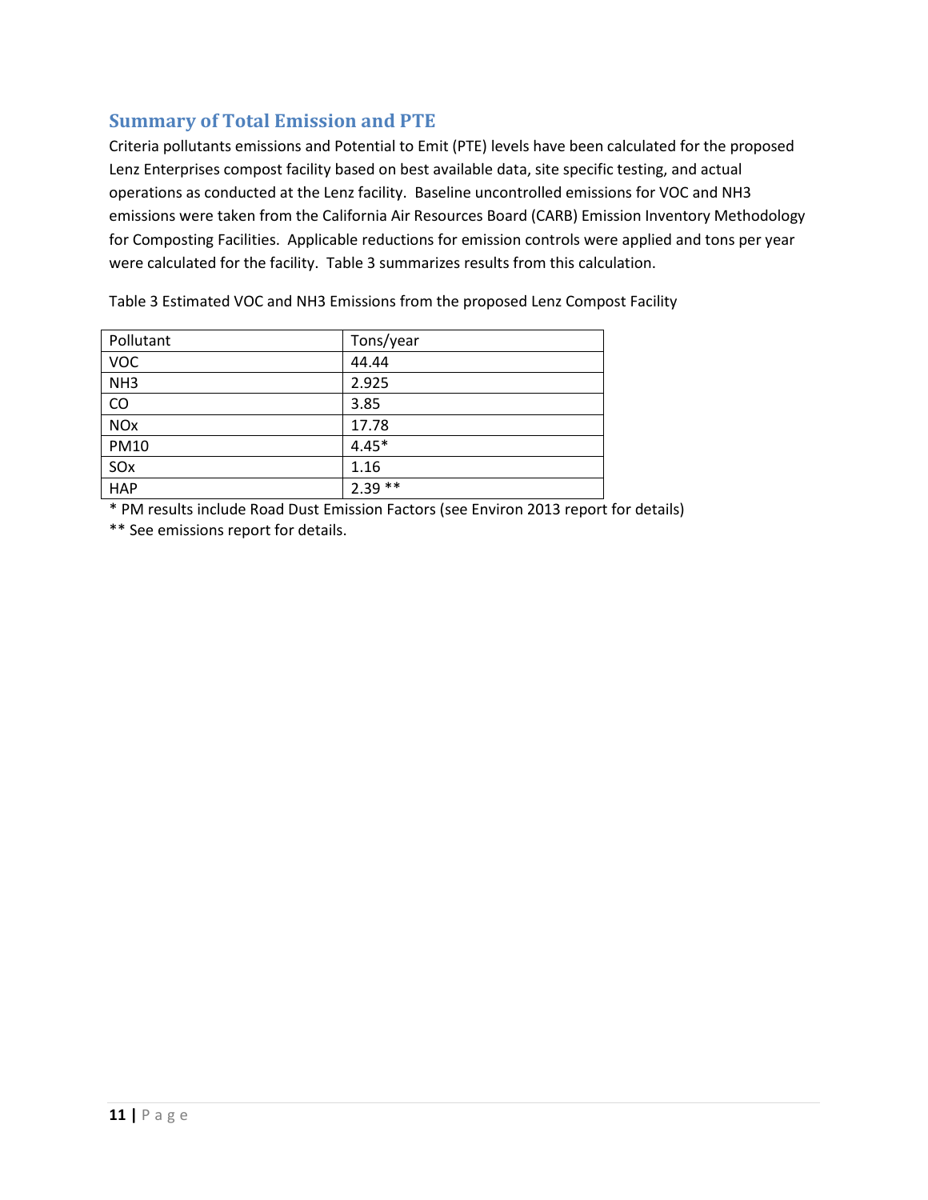## Summary of Total Emission and PTE

Criteria pollutants emissions and Potential to Emit (PTE) levels have been calculated for the proposed Lenz Enterprises compost facility based on best available data, site specific testing, and actual operations as conducted at the Lenz facility. Baseline uncontrolled emissions for VOC and NH3 emissions were taken from the California Air Resources Board (CARB) Emission Inventory Methodology for Composting Facilities. Applicable reductions for emission controls were applied and tons per year were calculated for the facility. Table 3 summarizes results from this calculation.

Table 3 Estimated VOC and NH3 Emissions from the proposed Lenz Compost Facility

| Pollutant | Tons/year |
|---|---|
| VOC | 44.44 |
| NH3 | 2.925 |
| CO | 3.85 |
| NOx | 17.78 |
| PM10 | 4.45* |
| SOx | 1.16 |
| HAP | 2.39 ** |

* PM results include Road Dust Emission Factors (see Environ 2013 report for details)

** See emissions report for details.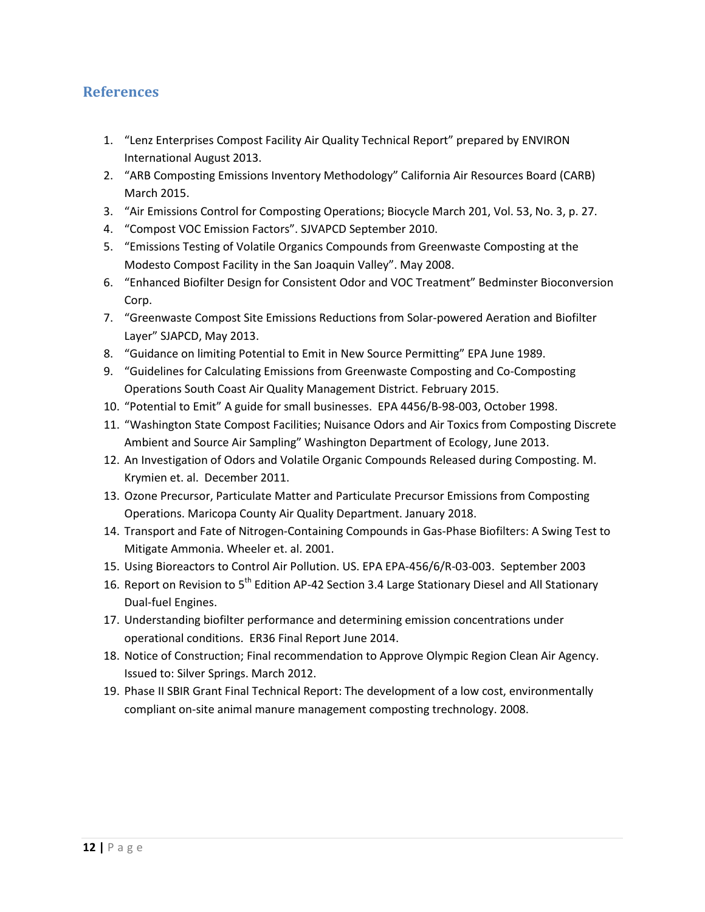## References

1. "Lenz Enterprises Compost Facility Air Quality Technical Report" prepared by ENVIRON International August 2013.
2. "ARB Composting Emissions Inventory Methodology" California Air Resources Board (CARB) March 2015.
3. "Air Emissions Control for Composting Operations; Biocycle March 201, Vol. 53, No. 3, p. 27.
4. "Compost VOC Emission Factors". SJVAPCD September 2010.
5. "Emissions Testing of Volatile Organics Compounds from Greenwaste Composting at the Modesto Compost Facility in the San Joaquin Valley". May 2008.
6. "Enhanced Biofilter Design for Consistent Odor and VOC Treatment" Bedminster Bioconversion Corp.
7. "Greenwaste Compost Site Emissions Reductions from Solar-powered Aeration and Biofilter Layer" SJAPCD, May 2013.
8. "Guidance on limiting Potential to Emit in New Source Permitting" EPA June 1989.
9. "Guidelines for Calculating Emissions from Greenwaste Composting and Co-Composting Operations South Coast Air Quality Management District. February 2015.
10. "Potential to Emit" A guide for small businesses. EPA 4456/B-98-003, October 1998.
11. "Washington State Compost Facilities; Nuisance Odors and Air Toxics from Composting Discrete Ambient and Source Air Sampling" Washington Department of Ecology, June 2013.
12. An Investigation of Odors and Volatile Organic Compounds Released during Composting. M. Krymien et. al. December 2011.
13. Ozone Precursor, Particulate Matter and Particulate Precursor Emissions from Composting Operations. Maricopa County Air Quality Department. January 2018.
14. Transport and Fate of Nitrogen-Containing Compounds in Gas-Phase Biofilters: A Swing Test to Mitigate Ammonia. Wheeler et. al. 2001.
15. Using Bioreactors to Control Air Pollution. US. EPA EPA-456/6/R-03-003. September 2003
16. Report on Revision to 5th Edition AP-42 Section 3.4 Large Stationary Diesel and All Stationary Dual-fuel Engines.
17. Understanding biofilter performance and determining emission concentrations under operational conditions. ER36 Final Report June 2014.
18. Notice of Construction; Final recommendation to Approve Olympic Region Clean Air Agency. Issued to: Silver Springs. March 2012.
19. Phase II SBIR Grant Final Technical Report: The development of a low cost, environmentally compliant on-site animal manure management composting technology. 2008.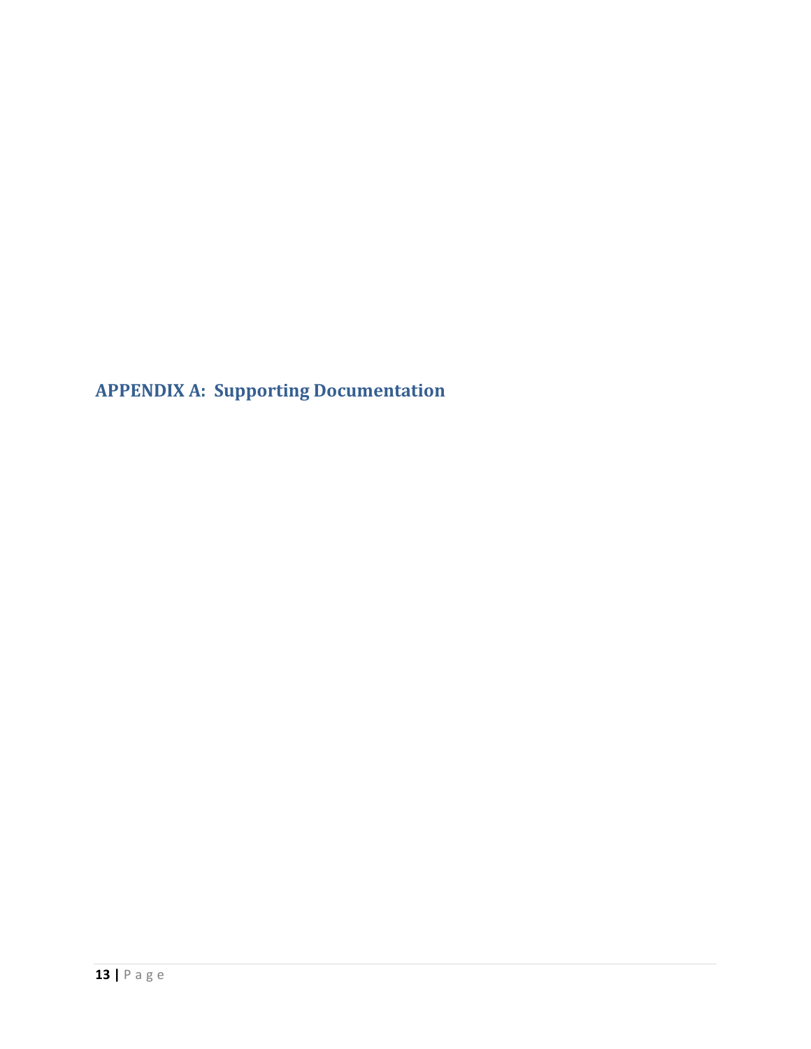# APPENDIX A: Supporting Documentation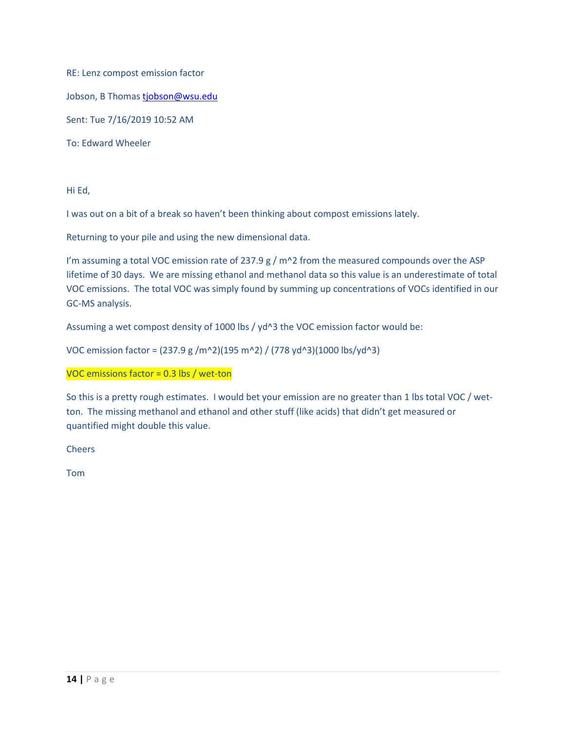RE: Lenz compost emission factor

Jobson, B Thomas tjobson@wsu.edu

Sent: Tue 7/16/2019 10:52 AM

To: Edward Wheeler

Hi Ed,

I was out on a bit of a break so haven't been thinking about compost emissions lately.

Returning to your pile and using the new dimensional data.

I'm assuming a total VOC emission rate of 237.9 g / m^2 from the measured compounds over the ASP lifetime of 30 days. We are missing ethanol and methanol data so this value is an underestimate of total VOC emissions. The total VOC was simply found by summing up concentrations of VOCs identified in our GC-MS analysis.

Assuming a wet compost density of 1000 lbs / yd^3 the VOC emission factor would be:

VOC emission factor = (237.9 g /m^2)(195 m^2) / (778 yd^3)(1000 lbs/yd^3)

VOC emissions factor = 0.3 lbs / wet-ton

So this is a pretty rough estimates. I would bet your emission are no greater than 1 lbs total VOC / wet-ton. The missing methanol and ethanol and other stuff (like acids) that didn't get measured or quantified might double this value.

Cheers

Tom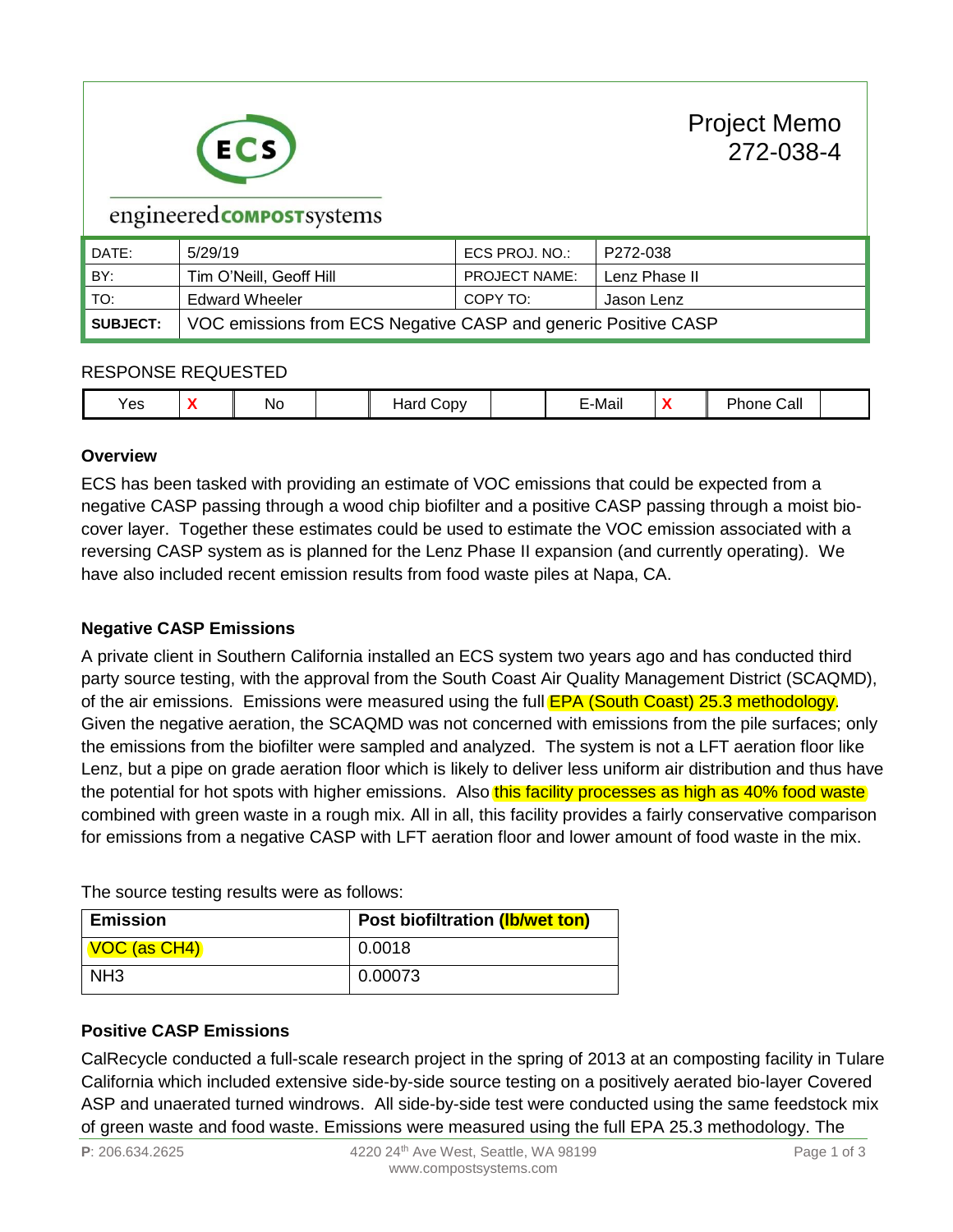# Project Memo 272-038-4

engineered**compost**systems

| DATE: | 5/29/19 | ECS PROJ. NO.: | P272-038 |
|---|---|---|---|
| BY: | Tim O'Neill, Geoff Hill | PROJECT NAME: | Lenz Phase II |
| TO: | Edward Wheeler | COPY TO: | Jason Lenz |
| **SUBJECT:** | VOC emissions from ECS Negative CASP and generic Positive CASP | | |

RESPONSE REQUESTED

| Yes | X | No | | Hard Copy | | E-Mail | X | Phone Call | |
|---|---|---|---|---|---|---|---|---|---|

### Overview

ECS has been tasked with providing an estimate of VOC emissions that could be expected from a negative CASP passing through a wood chip biofilter and a positive CASP passing through a moist bio-cover layer. Together these estimates could be used to estimate the VOC emission associated with a reversing CASP system as is planned for the Lenz Phase II expansion (and currently operating). We have also included recent emission results from food waste piles at Napa, CA.

### Negative CASP Emissions

A private client in Southern California installed an ECS system two years ago and has conducted third party source testing, with the approval from the South Coast Air Quality Management District (SCAQMD), of the air emissions. Emissions were measured using the full EPA (South Coast) 25.3 methodology. Given the negative aeration, the SCAQMD was not concerned with emissions from the pile surfaces; only the emissions from the biofilter were sampled and analyzed. The system is not a LFT aeration floor like Lenz, but a pipe on grade aeration floor which is likely to deliver less uniform air distribution and thus have the potential for hot spots with higher emissions. Also this facility processes as high as 40% food waste combined with green waste in a rough mix. All in all, this facility provides a fairly conservative comparison for emissions from a negative CASP with LFT aeration floor and lower amount of food waste in the mix.

The source testing results were as follows:

| Emission | Post biofiltration (lb/wet ton) |
|---|---|
| VOC (as $CH_4$) | 0.0018 |
| $NH_3$ | 0.00073 |

### Positive CASP Emissions

CalRecycle conducted a full-scale research project in the spring of 2013 at an composting facility in Tulare California which included extensive side-by-side source testing on a positively aerated bio-layer Covered ASP and unaerated turned windrows. All side-by-side test were conducted using the same feedstock mix of green waste and food waste. Emissions were measured using the full EPA 25.3 methodology. The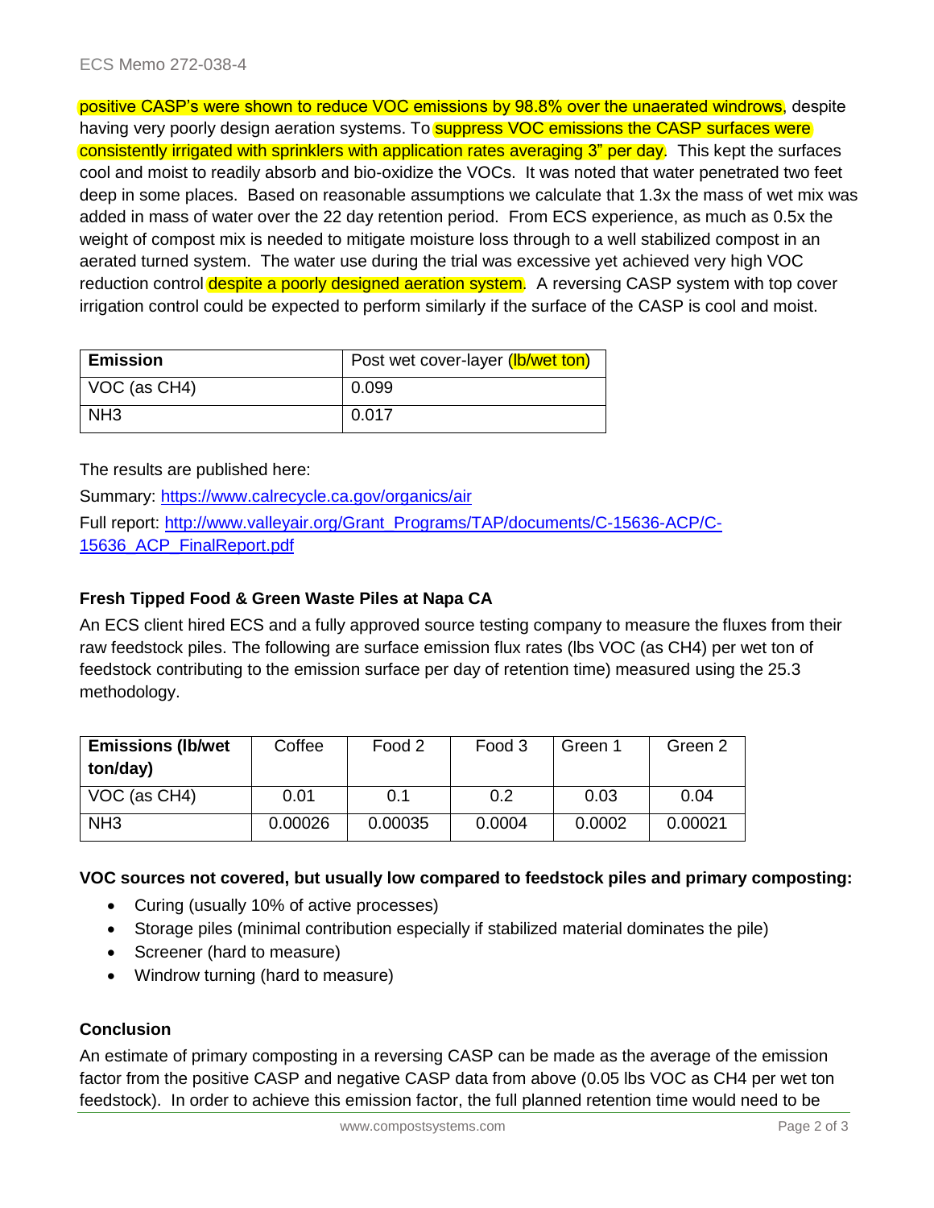positive CASP's were shown to reduce VOC emissions by 98.8% over the unaerated windrows, despite having very poorly design aeration systems. To suppress VOC emissions the CASP surfaces were consistently irrigated with sprinklers with application rates averaging 3" per day. This kept the surfaces cool and moist to readily absorb and bio-oxidize the VOCs. It was noted that water penetrated two feet deep in some places. Based on reasonable assumptions we calculate that 1.3x the mass of wet mix was added in mass of water over the 22 day retention period. From ECS experience, as much as 0.5x the weight of compost mix is needed to mitigate moisture loss through to a well stabilized compost in an aerated turned system. The water use during the trial was excessive yet achieved very high VOC reduction control despite a poorly designed aeration system. A reversing CASP system with top cover irrigation control could be expected to perform similarly if the surface of the CASP is cool and moist.

| Emission | Post wet cover-layer (lb/wet ton) |
|---|---|
| VOC (as $CH_4$) | 0.099 |
| $NH_3$ | 0.017 |

The results are published here:

Summary: https://www.calrecycle.ca.gov/organics/air

Full report: http://www.valleyair.org/Grant_Programs/TAP/documents/C-15636-ACP/C-15636_ACP_FinalReport.pdf

### Fresh Tipped Food & Green Waste Piles at Napa CA

An ECS client hired ECS and a fully approved source testing company to measure the fluxes from their raw feedstock piles. The following are surface emission flux rates (lbs VOC (as $CH_4$) per wet ton of feedstock contributing to the emission surface per day of retention time) measured using the 25.3 methodology.

| Emissions (lb/wet ton/day) | Coffee | Food 2 | Food 3 | Green 1 | Green 2 |
|---|---|---|---|---|---|
| VOC (as $CH_4$) | 0.01 | 0.1 | 0.2 | 0.03 | 0.04 |
| $NH_3$ | 0.00026 | 0.00035 | 0.0004 | 0.0002 | 0.00021 |

**VOC sources not covered, but usually low compared to feedstock piles and primary composting:**

- Curing (usually 10% of active processes)
- Storage piles (minimal contribution especially if stabilized material dominates the pile)
- Screener (hard to measure)
- Windrow turning (hard to measure)

### Conclusion

An estimate of primary composting in a reversing CASP can be made as the average of the emission factor from the positive CASP and negative CASP data from above (0.05 lbs VOC as $CH_4$ per wet ton feedstock). In order to achieve this emission factor, the full planned retention time would need to be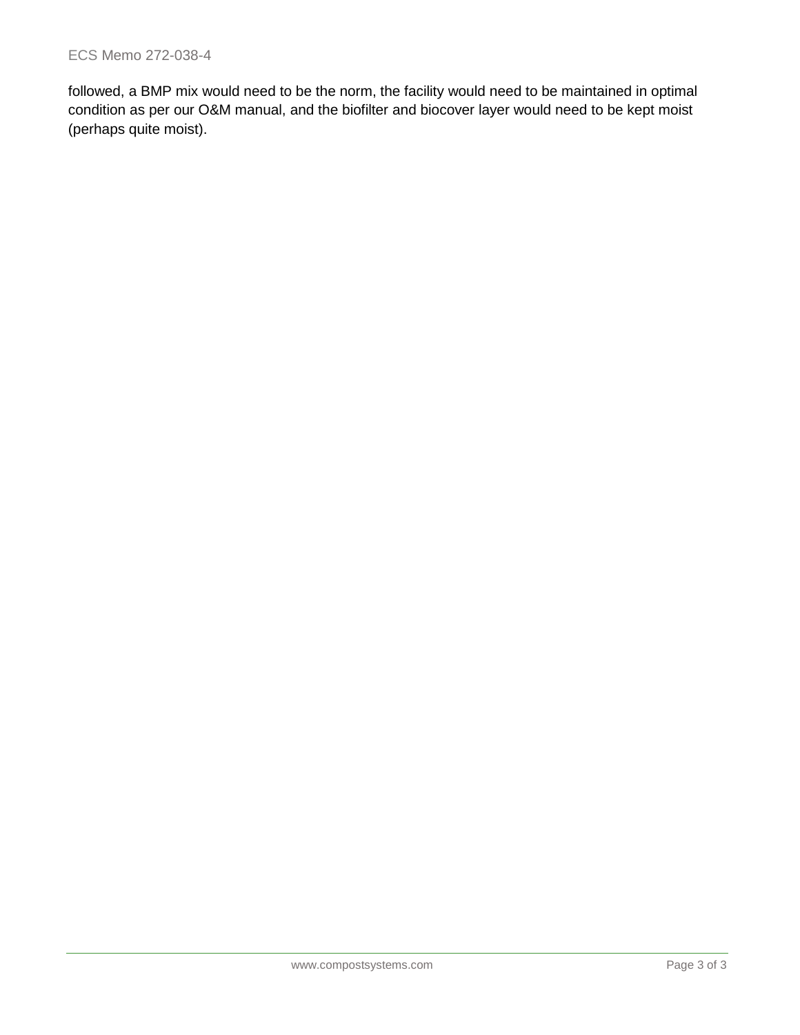followed, a BMP mix would need to be the norm, the facility would need to be maintained in optimal condition as per our O&M manual, and the biofilter and biocover layer would need to be kept moist (perhaps quite moist).